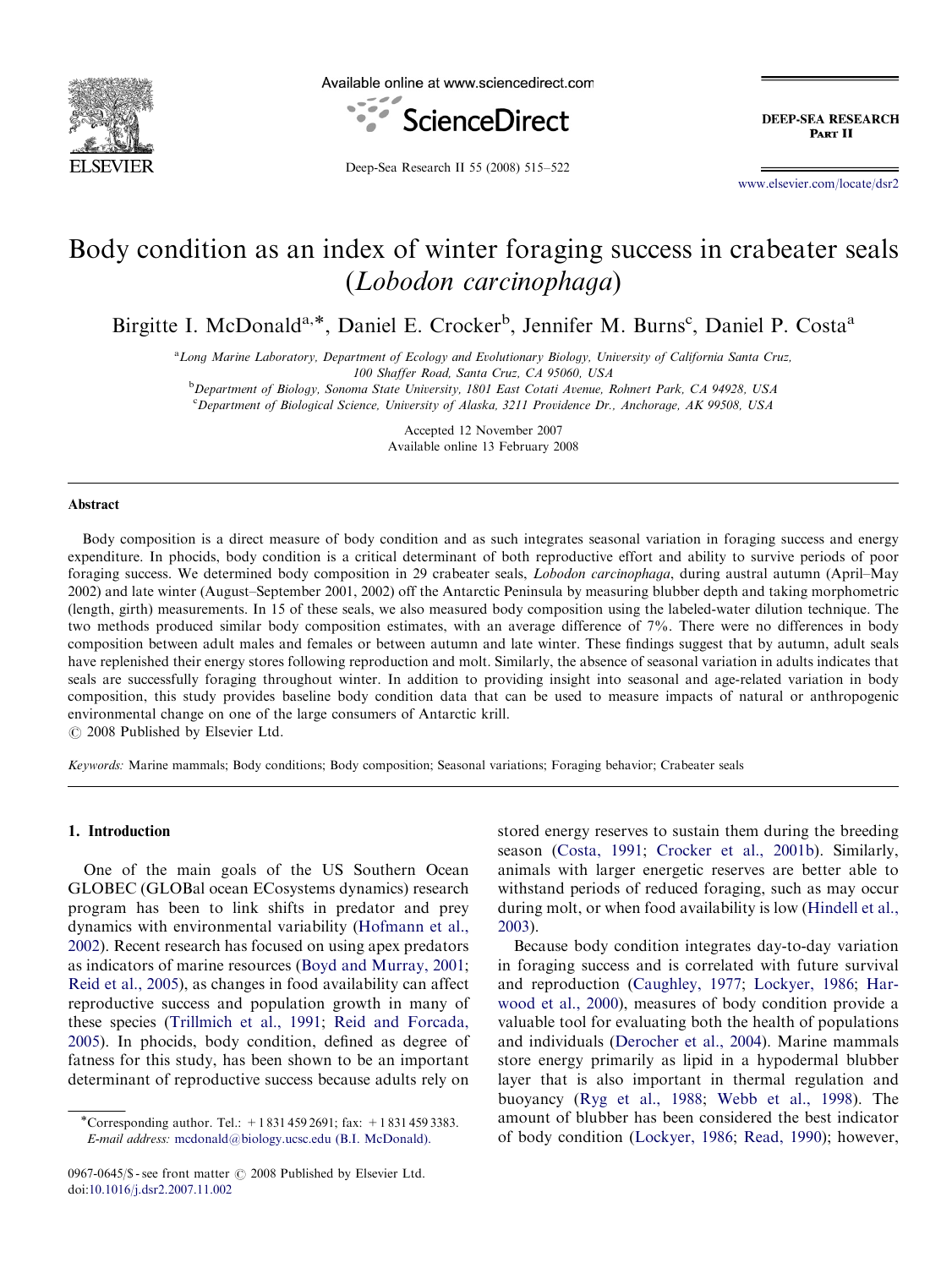# Body condition as an index of winter foraging success in crabeater seals (*Lobodon carcinophaga*)

Birgitte I. McDonald[a,*], Daniel E. Crocker[b], Jennifer M. Burns[c], Daniel P. Costa[a]

[a]Long Marine Laboratory, Department of Ecology and Evolutionary Biology, University of California Santa Cruz, 100 Shaffer Road, Santa Cruz, CA 95060, USA

[b]Department of Biology, Sonoma State University, 1801 East Cotati Avenue, Rohnert Park, CA 94928, USA

[c]Department of Biological Science, University of Alaska, 3211 Providence Dr., Anchorage, AK 99508, USA

Accepted 12 November 2007
Available online 13 February 2008

## Abstract

Body composition is a direct measure of body condition and as such integrates seasonal variation in foraging success and energy expenditure. In phocids, body condition is a critical determinant of both reproductive effort and ability to survive periods of poor foraging success. We determined body composition in 29 crabeater seals, *Lobodon carcinophaga*, during austral autumn (April–May 2002) and late winter (August–September 2001, 2002) off the Antarctic Peninsula by measuring blubber depth and taking morphometric (length, girth) measurements. In 15 of these seals, we also measured body composition using the labeled-water dilution technique. The two methods produced similar body composition estimates, with an average difference of 7%. There were no differences in body composition between adult males and females or between autumn and late winter. These findings suggest that by autumn, adult seals have replenished their energy stores following reproduction and molt. Similarly, the absence of seasonal variation in adults indicates that seals are successfully foraging throughout winter. In addition to providing insight into seasonal and age-related variation in body composition, this study provides baseline body condition data that can be used to measure impacts of natural or anthropogenic environmental change on one of the large consumers of Antarctic krill.

© 2008 Published by Elsevier Ltd.

*Keywords:* Marine mammals; Body conditions; Body composition; Seasonal variations; Foraging behavior; Crabeater seals

## 1. Introduction

One of the main goals of the US Southern Ocean GLOBEC (GLOBal ocean ECosystems dynamics) research program has been to link shifts in predator and prey dynamics with environmental variability (Hofmann et al., 2002). Recent research has focused on using apex predators as indicators of marine resources (Boyd and Murray, 2001; Reid et al., 2005), as changes in food availability can affect reproductive success and population growth in many of these species (Trillmich et al., 1991; Reid and Forcada, 2005). In phocids, body condition, defined as degree of fatness for this study, has been shown to be an important determinant of reproductive success because adults rely on stored energy reserves to sustain them during the breeding season (Costa, 1991; Crocker et al., 2001b). Similarly, animals with larger energetic reserves are better able to withstand periods of reduced foraging, such as may occur during molt, or when food availability is low (Hindell et al., 2003).

Because body condition integrates day-to-day variation in foraging success and is correlated with future survival and reproduction (Caughley, 1977; Lockyer, 1986; Harwood et al., 2000), measures of body condition provide a valuable tool for evaluating both the health of populations and individuals (Derocher et al., 2004). Marine mammals store energy primarily as lipid in a hypodermal blubber layer that is also important in thermal regulation and buoyancy (Ryg et al., 1988; Webb et al., 1998). The amount of blubber has been considered the best indicator of body condition (Lockyer, 1986; Read, 1990); however,

*Corresponding author. Tel.: +1 831 459 2691; fax: +1 831 459 3383.
*E-mail address:* mcdonald@biology.ucsc.edu (B.I. McDonald).

0967-0645/$ - see front matter © 2008 Published by Elsevier Ltd.
doi:10.1016/j.dsr2.2007.11.002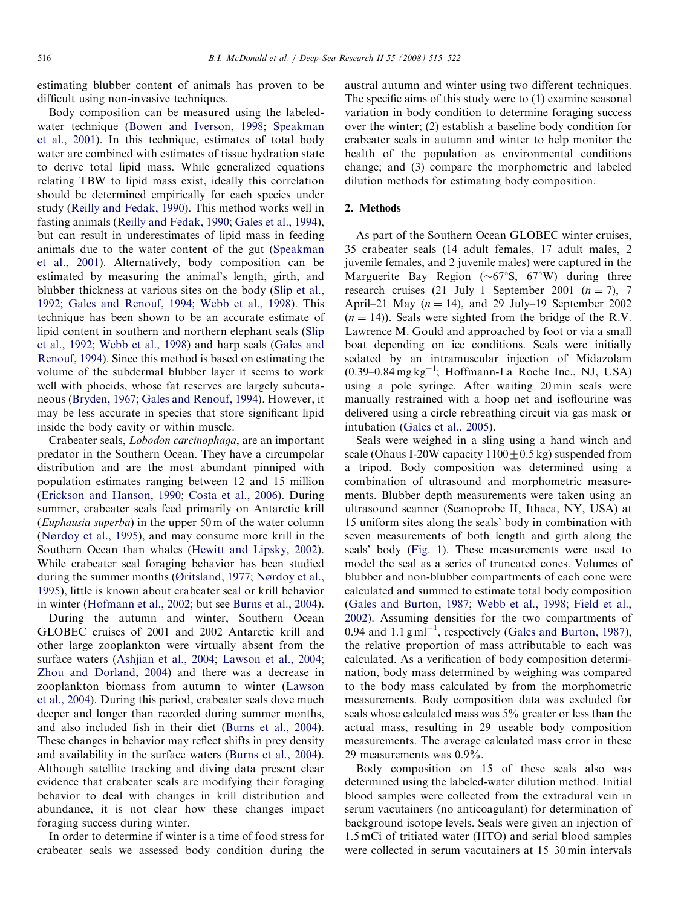estimating blubber content of animals has proven to be difficult using non-invasive techniques.

Body composition can be measured using the labeled-water technique (Bowen and Iverson, 1998; Speakman et al., 2001). In this technique, estimates of total body water are combined with estimates of tissue hydration state to derive total lipid mass. While generalized equations relating TBW to lipid mass exist, ideally this correlation should be determined empirically for each species under study (Reilly and Fedak, 1990). This method works well in fasting animals (Reilly and Fedak, 1990; Gales et al., 1994), but can result in underestimates of lipid mass in feeding animals due to the water content of the gut (Speakman et al., 2001). Alternatively, body composition can be estimated by measuring the animal's length, girth, and blubber thickness at various sites on the body (Slip et al., 1992; Gales and Renouf, 1994; Webb et al., 1998). This technique has been shown to be an accurate estimate of lipid content in southern and northern elephant seals (Slip et al., 1992; Webb et al., 1998) and harp seals (Gales and Renouf, 1994). Since this method is based on estimating the volume of the subdermal blubber layer it seems to work well with phocids, whose fat reserves are largely subcutaneous (Bryden, 1967; Gales and Renouf, 1994). However, it may be less accurate in species that store significant lipid inside the body cavity or within muscle.

Crabeater seals, *Lobodon carcinophaga*, are an important predator in the Southern Ocean. They have a circumpolar distribution and are the most abundant pinniped with population estimates ranging between 12 and 15 million (Erickson and Hanson, 1990; Costa et al., 2006). During summer, crabeater seals feed primarily on Antarctic krill (*Euphausia superba*) in the upper 50 m of the water column (Nørdoy et al., 1995), and may consume more krill in the Southern Ocean than whales (Hewitt and Lipsky, 2002). While crabeater seal foraging behavior has been studied during the summer months (Øritsland, 1977; Nørdoy et al., 1995), little is known about crabeater seal or krill behavior in winter (Hofmann et al., 2002; but see Burns et al., 2004).

During the autumn and winter, Southern Ocean GLOBEC cruises of 2001 and 2002 Antarctic krill and other large zooplankton were virtually absent from the surface waters (Ashjian et al., 2004; Lawson et al., 2004; Zhou and Dorland, 2004) and there was a decrease in zooplankton biomass from autumn to winter (Lawson et al., 2004). During this period, crabeater seals dove much deeper and longer than recorded during summer months, and also included fish in their diet (Burns et al., 2004). These changes in behavior may reflect shifts in prey density and availability in the surface waters (Burns et al., 2004). Although satellite tracking and diving data present clear evidence that crabeater seals are modifying their foraging behavior to deal with changes in krill distribution and abundance, it is not clear how these changes impact foraging success during winter.

In order to determine if winter is a time of food stress for crabeater seals we assessed body condition during the austral autumn and winter using two different techniques. The specific aims of this study were to (1) examine seasonal variation in body condition to determine foraging success over the winter; (2) establish a baseline body condition for crabeater seals in autumn and winter to help monitor the health of the population as environmental conditions change; and (3) compare the morphometric and labeled dilution methods for estimating body composition.

## 2. Methods

As part of the Southern Ocean GLOBEC winter cruises, 35 crabeater seals (14 adult females, 17 adult males, 2 juvenile females, and 2 juvenile males) were captured in the Marguerite Bay Region (~67°S, 67°W) during three research cruises (21 July–1 September 2001 ($n = 7$), 7 April–21 May ($n = 14$), and 29 July–19 September 2002 ($n = 14$)). Seals were sighted from the bridge of the R.V. Lawrence M. Gould and approached by foot or via a small boat depending on ice conditions. Seals were initially sedated by an intramuscular injection of Midazolam (0.39–0.84 mg kg$^{-1}$; Hoffmann-La Roche Inc., NJ, USA) using a pole syringe. After waiting 20 min seals were manually restrained with a hoop net and isoflourine was delivered using a circle rebreathing circuit via gas mask or intubation (Gales et al., 2005).

Seals were weighed in a sling using a hand winch and scale (Ohaus I-20W capacity 1100 ± 0.5 kg) suspended from a tripod. Body composition was determined using a combination of ultrasound and morphometric measurements. Blubber depth measurements were taken using an ultrasound scanner (Scanoprobe II, Ithaca, NY, USA) at 15 uniform sites along the seals' body in combination with seven measurements of both length and girth along the seals' body (Fig. 1). These measurements were used to model the seal as a series of truncated cones. Volumes of blubber and non-blubber compartments of each cone were calculated and summed to estimate total body composition (Gales and Burton, 1987; Webb et al., 1998; Field et al., 2002). Assuming densities for the two compartments of 0.94 and 1.1 g ml$^{-1}$, respectively (Gales and Burton, 1987), the relative proportion of mass attributable to each was calculated. As a verification of body composition determination, body mass determined by weighing was compared to the body mass calculated by from the morphometric measurements. Body composition data was excluded for seals whose calculated mass was 5% greater or less than the actual mass, resulting in 29 useable body composition measurements. The average calculated mass error in these 29 measurements was 0.9%.

Body composition on 15 of these seals also was determined using the labeled-water dilution method. Initial blood samples were collected from the extradural vein in serum vacutainers (no anticoagulant) for determination of background isotope levels. Seals were given an injection of 1.5 mCi of tritiated water (HTO) and serial blood samples were collected in serum vacutainers at 15–30 min intervals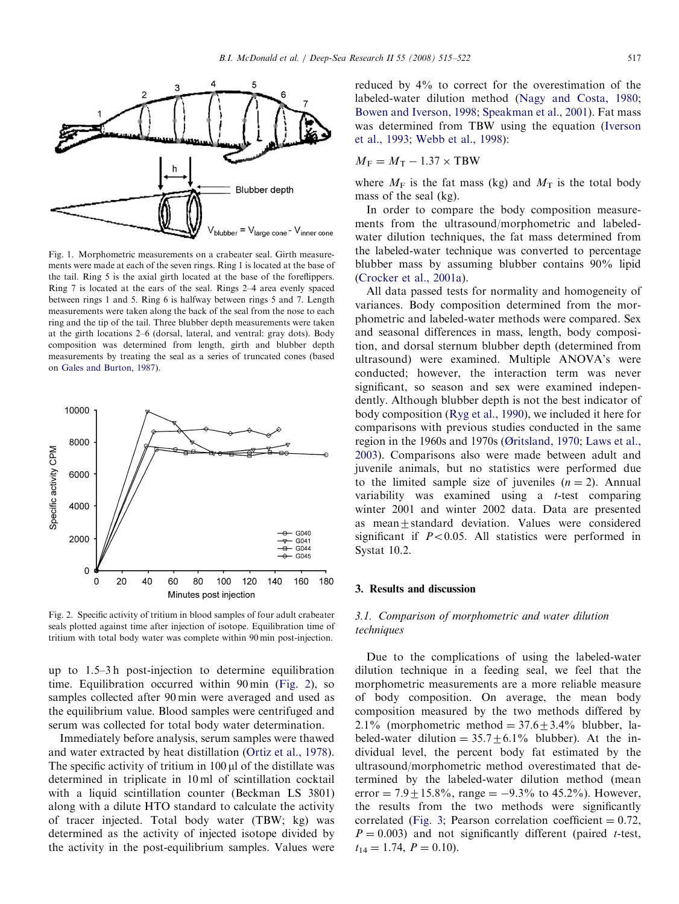Fig. 1. Morphometric measurements on a crabeater seal. Girth measurements were made at each of the seven rings. Ring 1 is located at the base of the tail. Ring 5 is the axial girth located at the base of the foreflippers. Ring 7 is located at the ears of the seal. Rings 2–4 area evenly spaced between rings 1 and 5. Ring 6 is halfway between rings 5 and 7. Length measurements were taken along the back of the seal from the nose to each ring and the tip of the tail. Three blubber depth measurements were taken at the girth locations 2–6 (dorsal, lateral, and ventral: gray dots). Body composition was determined from length, girth and blubber depth measurements by treating the seal as a series of truncated cones (based on Gales and Burton, 1987).

Fig. 2. Specific activity of tritium in blood samples of four adult crabeater seals plotted against time after injection of isotope. Equilibration time of tritium with total body water was complete within 90 min post-injection.

up to 1.5–3 h post-injection to determine equilibration time. Equilibration occurred within 90 min (Fig. 2), so samples collected after 90 min were averaged and used as the equilibrium value. Blood samples were centrifuged and serum was collected for total body water determination.

Immediately before analysis, serum samples were thawed and water extracted by heat distillation (Ortiz et al., 1978). The specific activity of tritium in 100 μl of the distillate was determined in triplicate in 10 ml of scintillation cocktail with a liquid scintillation counter (Beckman LS 3801) along with a dilute HTO standard to calculate the activity of tracer injected. Total body water (TBW; kg) was determined as the activity of injected isotope divided by the activity in the post-equilibrium samples. Values were reduced by 4% to correct for the overestimation of the labeled-water dilution method (Nagy and Costa, 1980; Bowen and Iverson, 1998; Speakman et al., 2001). Fat mass was determined from TBW using the equation (Iverson et al., 1993; Webb et al., 1998):

$$M_F = M_T - 1.37 \times \text{TBW}$$

where $M_F$ is the fat mass (kg) and $M_T$ is the total body mass of the seal (kg).

In order to compare the body composition measurements from the ultrasound/morphometric and labeled-water dilution techniques, the fat mass determined from the labeled-water technique was converted to percentage blubber mass by assuming blubber contains 90% lipid (Crocker et al., 2001a).

All data passed tests for normality and homogeneity of variances. Body composition determined from the morphometric and labeled-water methods were compared. Sex and seasonal differences in mass, length, body composition, and dorsal sternum blubber depth (determined from ultrasound) were examined. Multiple ANOVA's were conducted; however, the interaction term was never significant, so season and sex were examined independently. Although blubber depth is not the best indicator of body composition (Ryg et al., 1990), we included it here for comparisons with previous studies conducted in the same region in the 1960s and 1970s (Øritsland, 1970; Laws et al., 2003). Comparisons also were made between adult and juvenile animals, but no statistics were performed due to the limited sample size of juveniles ($n = 2$). Annual variability was examined using a $t$-test comparing winter 2001 and winter 2002 data. Data are presented as mean ± standard deviation. Values were considered significant if $P < 0.05$. All statistics were performed in Systat 10.2.

## 3. Results and discussion

### 3.1. Comparison of morphometric and water dilution techniques

Due to the complications of using the labeled-water dilution technique in a feeding seal, we feel that the morphometric measurements are a more reliable measure of body composition. On average, the mean body composition measured by the two methods differed by 2.1% (morphometric method = 37.6 ± 3.4% blubber, labeled-water dilution = 35.7 ± 6.1% blubber). At the individual level, the percent body fat estimated by the ultrasound/morphometric method overestimated that determined by the labeled-water dilution method (mean error = 7.9 ± 15.8%, range = −9.3% to 45.2%). However, the results from the two methods were significantly correlated (Fig. 3; Pearson correlation coefficient = 0.72, $P = 0.003$) and not significantly different (paired $t$-test, $t_{14} = 1.74$, $P = 0.10$).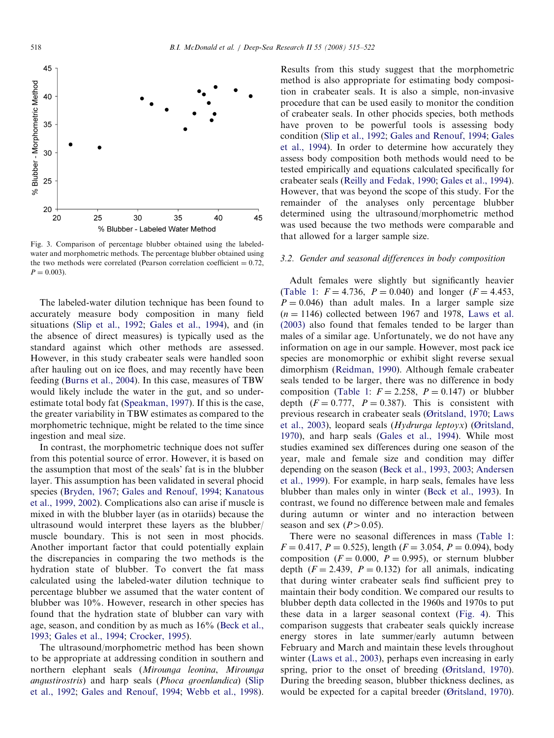Fig. 3. Comparison of percentage blubber obtained using the labeled-water and morphometric methods. The percentage blubber obtained using the two methods were correlated (Pearson correlation coefficient = 0.72, $P = 0.003$).

The labeled-water dilution technique has been found to accurately measure body composition in many field situations (Slip et al., 1992; Gales et al., 1994), and (in the absence of direct measures) is typically used as the standard against which other methods are assessed. However, in this study crabeater seals were handled soon after hauling out on ice floes, and may recently have been feeding (Burns et al., 2004). In this case, measures of TBW would likely include the water in the gut, and so underestimate total body fat (Speakman, 1997). If this is the case, the greater variability in TBW estimates as compared to the morphometric technique, might be related to the time since ingestion and meal size.

In contrast, the morphometric technique does not suffer from this potential source of error. However, it is based on the assumption that most of the seals' fat is in the blubber layer. This assumption has been validated in several phocid species (Bryden, 1967; Gales and Renouf, 1994; Kanatous et al., 1999, 2002). Complications also can arise if muscle is mixed in with the blubber layer (as in otariids) because the ultrasound would interpret these layers as the blubber/muscle boundary. This is not seen in most phocids. Another important factor that could potentially explain the discrepancies in comparing the two methods is the hydration state of blubber. To convert the fat mass calculated using the labeled-water dilution technique to percentage blubber we assumed that the water content of blubber was 10%. However, research in other species has found that the hydration state of blubber can vary with age, season, and condition by as much as 16% (Beck et al., 1993; Gales et al., 1994; Crocker, 1995).

The ultrasound/morphometric method has been shown to be appropriate at addressing condition in southern and northern elephant seals (*Mirounga leonina*, *Mirounga angustirostris*) and harp seals (*Phoca groenlandica*) (Slip et al., 1992; Gales and Renouf, 1994; Webb et al., 1998). Results from this study suggest that the morphometric method is also appropriate for estimating body composition in crabeater seals. It is also a simple, non-invasive procedure that can be used easily to monitor the condition of crabeater seals. In other phocids species, both methods have proven to be powerful tools is assessing body condition (Slip et al., 1992; Gales and Renouf, 1994; Gales et al., 1994). In order to determine how accurately they assess body composition both methods would need to be tested empirically and equations calculated specifically for crabeater seals (Reilly and Fedak, 1990; Gales et al., 1994). However, that was beyond the scope of this study. For the remainder of the analyses only percentage blubber determined using the ultrasound/morphometric method was used because the two methods were comparable and that allowed for a larger sample size.

### 3.2. Gender and seasonal differences in body composition

Adult females were slightly but significantly heavier (Table 1: $F = 4.736$, $P = 0.040$) and longer ($F = 4.453$, $P = 0.046$) than adult males. In a larger sample size ($n = 1146$) collected between 1967 and 1978, Laws et al. (2003) also found that females tended to be larger than males of a similar age. Unfortunately, we do not have any information on age in our sample. However, most pack ice species are monomorphic or exhibit slight reverse sexual dimorphism (Reidman, 1990). Although female crabeater seals tended to be larger, there was no difference in body composition (Table 1: $F = 2.258$, $P = 0.147$) or blubber depth ($F = 0.777$, $P = 0.387$). This is consistent with previous research in crabeater seals (Øritsland, 1970; Laws et al., 2003), leopard seals (*Hydrurga leptoyx*) (Øritsland, 1970), and harp seals (Gales et al., 1994). While most studies examined sex differences during one season of the year, male and female size and condition may differ depending on the season (Beck et al., 1993, 2003; Andersen et al., 1999). For example, in harp seals, females have less blubber than males only in winter (Beck et al., 1993). In contrast, we found no difference between male and females during autumn or winter and no interaction between season and sex ($P > 0.05$).

There were no seasonal differences in mass (Table 1: $F = 0.417$, $P = 0.525$), length ($F = 3.054$, $P = 0.094$), body composition ($F = 0.000$, $P = 0.995$), or sternum blubber depth ($F = 2.439$, $P = 0.132$) for all animals, indicating that during winter crabeater seals find sufficient prey to maintain their body condition. We compared our results to blubber depth data collected in the 1960s and 1970s to put these data in a larger seasonal context (Fig. 4). This comparison suggests that crabeater seals quickly increase energy stores in late summer/early autumn between February and March and maintain these levels throughout winter (Laws et al., 2003), perhaps even increasing in early spring, prior to the onset of breeding (Øritsland, 1970). During the breeding season, blubber thickness declines, as would be expected for a capital breeder (Øritsland, 1970).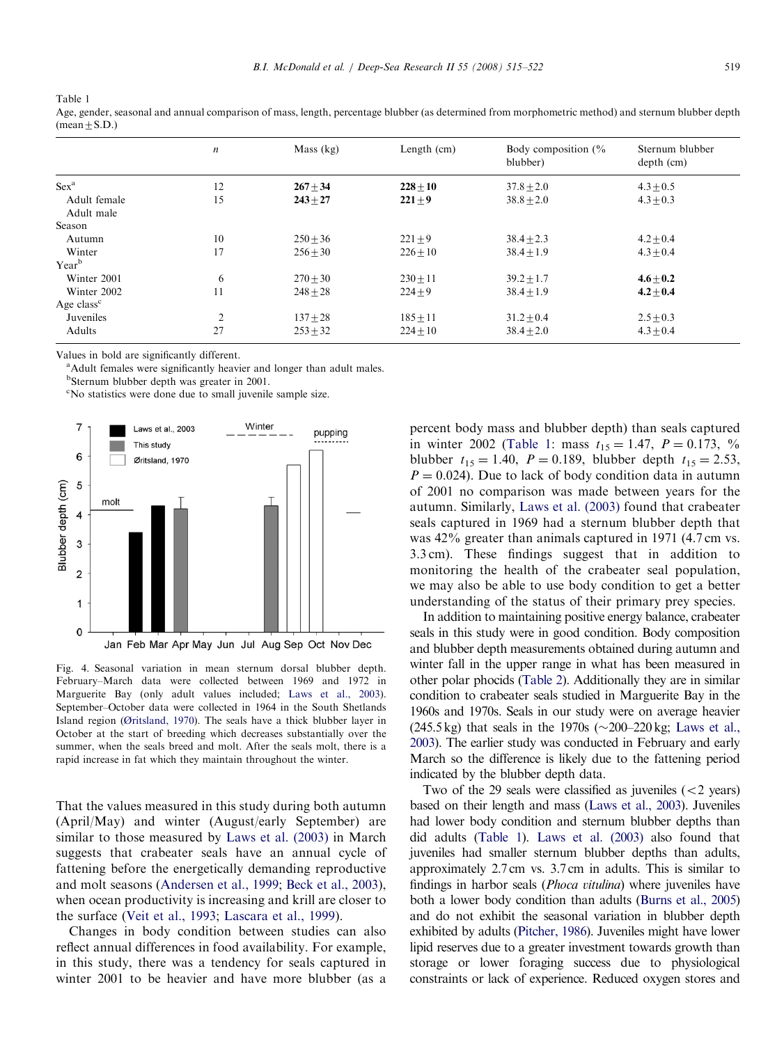Table 1
Age, gender, seasonal and annual comparison of mass, length, percentage blubber (as determined from morphometric method) and sternum blubber depth (mean ± S.D.)

| | $n$ | Mass (kg) | Length (cm) | Body composition (% blubber) | Sternum blubber depth (cm) |
|---|---|---|---|---|---|
| Sex[a] | | | | | |
| Adult female | 12 | **267 ± 34** | **228 ± 10** | 37.8 ± 2.0 | 4.3 ± 0.5 |
| Adult male | 15 | **243 ± 27** | **221 ± 9** | 38.8 ± 2.0 | 4.3 ± 0.3 |
| Season | | | | | |
| Autumn | 10 | 250 ± 36 | 221 ± 9 | 38.4 ± 2.3 | 4.2 ± 0.4 |
| Winter | 17 | 256 ± 30 | 226 ± 10 | 38.4 ± 1.9 | 4.3 ± 0.4 |
| Year[b] | | | | | |
| Winter 2001 | 6 | 270 ± 30 | 230 ± 11 | 39.2 ± 1.7 | **4.6 ± 0.2** |
| Winter 2002 | 11 | 248 ± 28 | 224 ± 9 | 38.4 ± 1.9 | **4.2 ± 0.4** |
| Age class[c] | | | | | |
| Juveniles | 2 | 137 ± 28 | 185 ± 11 | 31.2 ± 0.4 | 2.5 ± 0.3 |
| Adults | 27 | 253 ± 32 | 224 ± 10 | 38.4 ± 2.0 | 4.3 ± 0.4 |

Values in bold are significantly different.
[a]Adult females were significantly heavier and longer than adult males.
[b]Sternum blubber depth was greater in 2001.
[c]No statistics were done due to small juvenile sample size.

Fig. 4. Seasonal variation in mean sternum dorsal blubber depth. February–March data were collected between 1969 and 1972 in Marguerite Bay (only adult values included; Laws et al., 2003). September–October data were collected in 1964 in the South Shetlands Island region (Øritsland, 1970). The seals have a thick blubber layer in October at the start of breeding which decreases substantially over the summer, when the seals breed and molt. After the seals molt, there is a rapid increase in fat which they maintain throughout the winter.

That the values measured in this study during both autumn (April/May) and winter (August/early September) are similar to those measured by Laws et al. (2003) in March suggests that crabeater seals have an annual cycle of fattening before the energetically demanding reproductive and molt seasons (Andersen et al., 1999; Beck et al., 2003), when ocean productivity is increasing and krill are closer to the surface (Veit et al., 1993; Lascara et al., 1999).

Changes in body condition between studies can also reflect annual differences in food availability. For example, in this study, there was a tendency for seals captured in winter 2001 to be heavier and have more blubber (as a percent body mass and blubber depth) than seals captured in winter 2002 (Table 1: mass $t_{15} = 1.47$, $P = 0.173$, % blubber $t_{15} = 1.40$, $P = 0.189$, blubber depth $t_{15} = 2.53$, $P = 0.024$). Due to lack of body condition data in autumn of 2001 no comparison was made between years for the autumn. Similarly, Laws et al. (2003) found that crabeater seals captured in 1969 had a sternum blubber depth that was 42% greater than animals captured in 1971 (4.7 cm vs. 3.3 cm). These findings suggest that in addition to monitoring the health of the crabeater seal population, we may also be able to use body condition to get a better understanding of the status of their primary prey species.

In addition to maintaining positive energy balance, crabeater seals in this study were in good condition. Body composition and blubber depth measurements obtained during autumn and winter fall in the upper range in what has been measured in other polar phocids (Table 2). Additionally they are in similar condition to crabeater seals studied in Marguerite Bay in the 1960s and 1970s. Seals in our study were on average heavier (245.5 kg) that seals in the 1970s (~200–220 kg; Laws et al., 2003). The earlier study was conducted in February and early March so the difference is likely due to the fattening period indicated by the blubber depth data.

Two of the 29 seals were classified as juveniles (<2 years) based on their length and mass (Laws et al., 2003). Juveniles had lower body condition and sternum blubber depths than did adults (Table 1). Laws et al. (2003) also found that juveniles had smaller sternum blubber depths than adults, approximately 2.7 cm vs. 3.7 cm in adults. This is similar to findings in harbor seals (*Phoca vitulina*) where juveniles have both a lower body condition than adults (Burns et al., 2005) and do not exhibit the seasonal variation in blubber depth exhibited by adults (Pitcher, 1986). Juveniles might have lower lipid reserves due to a greater investment towards growth than storage or lower foraging success due to physiological constraints or lack of experience. Reduced oxygen stores and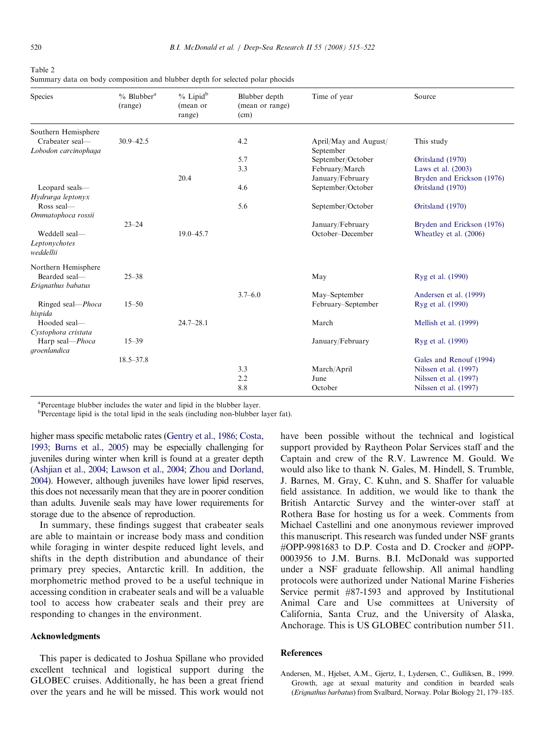Table 2
Summary data on body composition and blubber depth for selected polar phocids

| Species | % Blubber[a] (range) | % Lipid[b] (mean or range) | Blubber depth (mean or range) (cm) | Time of year | Source |
|---|---|---|---|---|---|
| Southern Hemisphere | | | | | |
| Crabeater seal—*Lobodon carcinophaga* | 30.9–42.5 | | 4.2 | April/May and August/September | This study |
| | | | 5.7 | September/October | Øritsland (1970) |
| | | | 3.3 | February/March | Laws et al. (2003) |
| | | 20.4 | | January/February | Bryden and Erickson (1976) |
| Leopard seals—*Hydrurga leptonyx* | | | 4.6 | September/October | Øritsland (1970) |
| Ross seal—*Ommatophoca rossii* | | | 5.6 | September/October | Øritsland (1970) |
| | 23–24 | | | January/February | Bryden and Erickson (1976) |
| Weddell seal—*Leptonychotes weddellii* | | 19.0–45.7 | | October–December | Wheatley et al. (2006) |
| Northern Hemisphere | | | | | |
| Bearded seal—*Erignathus babatus* | 25–38 | | | May | Ryg et al. (1990) |
| | | | 3.7–6.0 | May–September | Andersen et al. (1999) |
| Ringed seal—*Phoca hispida* | 15–50 | | | February–September | Ryg et al. (1990) |
| Hooded seal—*Cystophora cristata* | | 24.7–28.1 | | March | Mellish et al. (1999) |
| Harp seal—*Phoca groenlandica* | 15–39 | | | January/February | Ryg et al. (1990) |
| | 18.5–37.8 | | | | Gales and Renouf (1994) |
| | | | 3.3 | March/April | Nilssen et al. (1997) |
| | | | 2.2 | June | Nilssen et al. (1997) |
| | | | 8.8 | October | Nilssen et al. (1997) |

[a]Percentage blubber includes the water and lipid in the blubber layer.
[b]Percentage lipid is the total lipid in the seals (including non-blubber layer fat).

higher mass specific metabolic rates (Gentry et al., 1986; Costa, 1993; Burns et al., 2005) may be especially challenging for juveniles during winter when krill is found at a greater depth (Ashjian et al., 2004; Lawson et al., 2004; Zhou and Dorland, 2004). However, although juveniles have lower lipid reserves, this does not necessarily mean that they are in poorer condition than adults. Juvenile seals may have lower requirements for storage due to the absence of reproduction.

In summary, these findings suggest that crabeater seals are able to maintain or increase body mass and condition while foraging in winter despite reduced light levels, and shifts in the depth distribution and abundance of their primary prey species, Antarctic krill. In addition, the morphometric method proved to be a useful technique in accessing condition in crabeater seals and will be a valuable tool to access how crabeater seals and their prey are responding to changes in the environment.

## Acknowledgments

This paper is dedicated to Joshua Spillane who provided excellent technical and logistical support during the GLOBEC cruises. Additionally, he has been a great friend over the years and he will be missed. This work would not have been possible without the technical and logistical support provided by Raytheon Polar Services staff and the Captain and crew of the R.V. Lawrence M. Gould. We would also like to thank N. Gales, M. Hindell, S. Trumble, J. Barnes, M. Gray, C. Kuhn, and S. Shaffer for valuable field assistance. In addition, we would like to thank the British Antarctic Survey and the winter-over staff at Rothera Base for hosting us for a week. Comments from Michael Castellini and one anonymous reviewer improved this manuscript. This research was funded under NSF grants #OPP-9981683 to D.P. Costa and D. Crocker and #OPP-0003956 to J.M. Burns. B.I. McDonald was supported under a NSF graduate fellowship. All animal handling protocols were authorized under National Marine Fisheries Service permit #87-1593 and approved by Institutional Animal Care and Use committees at University of California, Santa Cruz, and the University of Alaska, Anchorage. This is US GLOBEC contribution number 511.

## References

Andersen, M., Hjelset, A.M., Gjertz, I., Lydersen, C., Gulliksen, B., 1999. Growth, age at sexual maturity and condition in bearded seals (*Erignathus barbatus*) from Svalbard, Norway. Polar Biology 21, 179–185.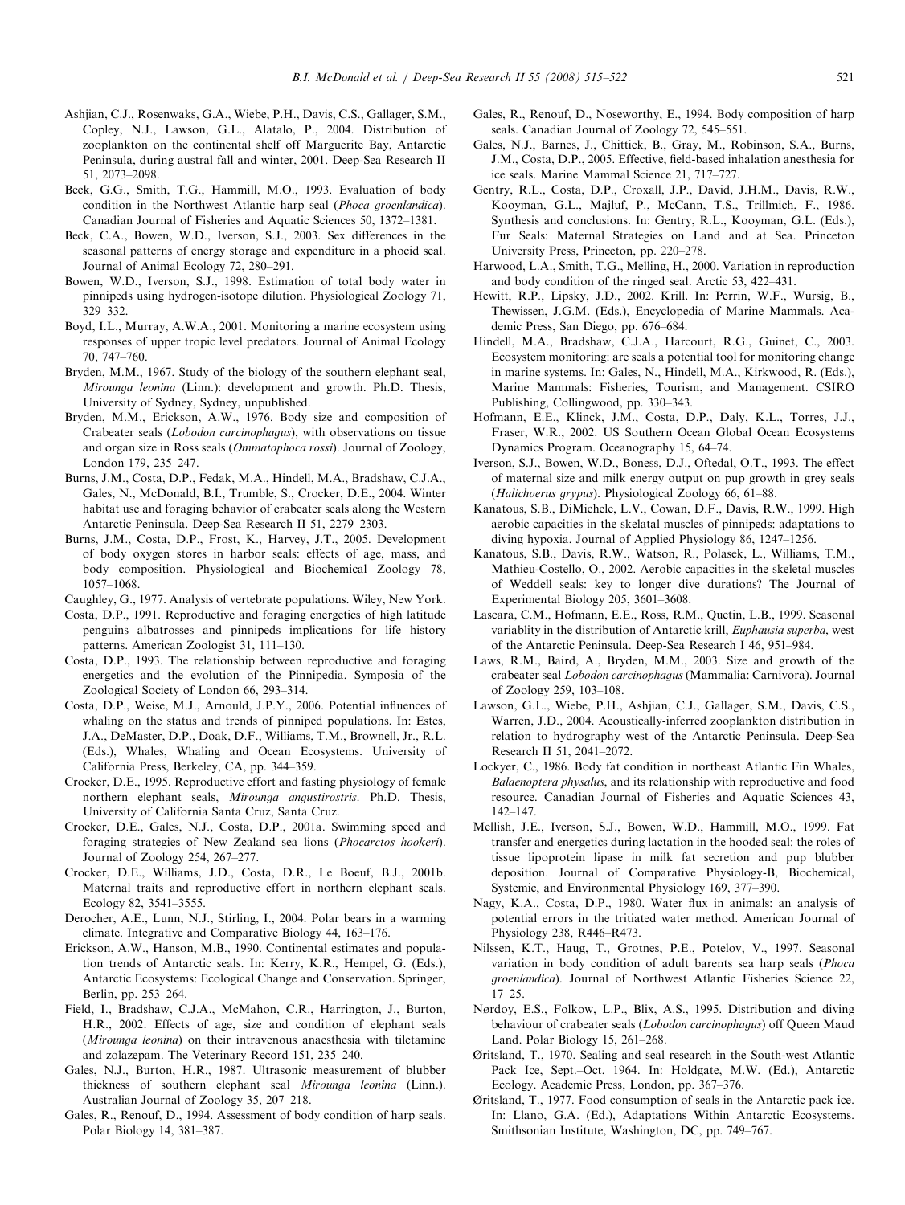Ashjian, C.J., Rosenwaks, G.A., Wiebe, P.H., Davis, C.S., Gallager, S.M., Copley, N.J., Lawson, G.L., Alatalo, P., 2004. Distribution of zooplankton on the continental shelf off Marguerite Bay, Antarctic Peninsula, during austral fall and winter, 2001. Deep-Sea Research II 51, 2073–2098.

Beck, G.G., Smith, T.G., Hammill, M.O., 1993. Evaluation of body condition in the Northwest Atlantic harp seal (*Phoca groenlandica*). Canadian Journal of Fisheries and Aquatic Sciences 50, 1372–1381.

Beck, C.A., Bowen, W.D., Iverson, S.J., 2003. Sex differences in the seasonal patterns of energy storage and expenditure in a phocid seal. Journal of Animal Ecology 72, 280–291.

Bowen, W.D., Iverson, S.J., 1998. Estimation of total body water in pinnipeds using hydrogen-isotope dilution. Physiological Zoology 71, 329–332.

Boyd, I.L., Murray, A.W.A., 2001. Monitoring a marine ecosystem using responses of upper tropic level predators. Journal of Animal Ecology 70, 747–760.

Bryden, M.M., 1967. Study of the biology of the southern elephant seal, *Mirounga leonina* (Linn.): development and growth. Ph.D. Thesis, University of Sydney, Sydney, unpublished.

Bryden, M.M., Erickson, A.W., 1976. Body size and composition of Crabeater seals (*Lobodon carcinophagus*), with observations on tissue and organ size in Ross seals (*Ommatophoca rossi*). Journal of Zoology, London 179, 235–247.

Burns, J.M., Costa, D.P., Fedak, M.A., Hindell, M.A., Bradshaw, C.J.A., Gales, N., McDonald, B.I., Trumble, S., Crocker, D.E., 2004. Winter habitat use and foraging behavior of crabeater seals along the Western Antarctic Peninsula. Deep-Sea Research II 51, 2279–2303.

Burns, J.M., Costa, D.P., Frost, K., Harvey, J.T., 2005. Development of body oxygen stores in harbor seals: effects of age, mass, and body composition. Physiological and Biochemical Zoology 78, 1057–1068.

Caughley, G., 1977. Analysis of vertebrate populations. Wiley, New York.

Costa, D.P., 1991. Reproductive and foraging energetics of high latitude penguins albatrosses and pinnipeds implications for life history patterns. American Zoologist 31, 111–130.

Costa, D.P., 1993. The relationship between reproductive and foraging energetics and the evolution of the Pinnipedia. Symposia of the Zoological Society of London 66, 293–314.

Costa, D.P., Weise, M.J., Arnould, J.P.Y., 2006. Potential influences of whaling on the status and trends of pinniped populations. In: Estes, J.A., DeMaster, D.P., Doak, D.F., Williams, T.M., Brownell, Jr., R.L. (Eds.), Whales, Whaling and Ocean Ecosystems. University of California Press, Berkeley, CA, pp. 344–359.

Crocker, D.E., 1995. Reproductive effort and fasting physiology of female northern elephant seals, *Mirounga angustirostris*. Ph.D. Thesis, University of California Santa Cruz, Santa Cruz.

Crocker, D.E., Gales, N.J., Costa, D.P., 2001a. Swimming speed and foraging strategies of New Zealand sea lions (*Phocarctos hookeri*). Journal of Zoology 254, 267–277.

Crocker, D.E., Williams, J.D., Costa, D.R., Le Boeuf, B.J., 2001b. Maternal traits and reproductive effort in northern elephant seals. Ecology 82, 3541–3555.

Derocher, A.E., Lunn, N.J., Stirling, I., 2004. Polar bears in a warming climate. Integrative and Comparative Biology 44, 163–176.

Erickson, A.W., Hanson, M.B., 1990. Continental estimates and population trends of Antarctic seals. In: Kerry, K.R., Hempel, G. (Eds.), Antarctic Ecosystems: Ecological Change and Conservation. Springer, Berlin, pp. 253–264.

Field, I., Bradshaw, C.J.A., McMahon, C.R., Harrington, J., Burton, H.R., 2002. Effects of age, size and condition of elephant seals (*Mirounga leonina*) on their intravenous anaesthesia with tiletamine and zolazepam. The Veterinary Record 151, 235–240.

Gales, N.J., Burton, H.R., 1987. Ultrasonic measurement of blubber thickness of southern elephant seal *Mirounga leonina* (Linn.). Australian Journal of Zoology 35, 207–218.

Gales, R., Renouf, D., 1994. Assessment of body condition of harp seals. Polar Biology 14, 381–387.

Gales, R., Renouf, D., Noseworthy, E., 1994. Body composition of harp seals. Canadian Journal of Zoology 72, 545–551.

Gales, N.J., Barnes, J., Chittick, B., Gray, M., Robinson, S.A., Burns, J.M., Costa, D.P., 2005. Effective, field-based inhalation anesthesia for ice seals. Marine Mammal Science 21, 717–727.

Gentry, R.L., Costa, D.P., Croxall, J.P., David, J.H.M., Davis, R.W., Kooyman, G.L., Majluf, P., McCann, T.S., Trillmich, F., 1986. Synthesis and conclusions. In: Gentry, R.L., Kooyman, G.L. (Eds.), Fur Seals: Maternal Strategies on Land and at Sea. Princeton University Press, Princeton, pp. 220–278.

Harwood, L.A., Smith, T.G., Melling, H., 2000. Variation in reproduction and body condition of the ringed seal. Arctic 53, 422–431.

Hewitt, R.P., Lipsky, J.D., 2002. Krill. In: Perrin, W.F., Wursig, B., Thewissen, J.G.M. (Eds.), Encyclopedia of Marine Mammals. Academic Press, San Diego, pp. 676–684.

Hindell, M.A., Bradshaw, C.J.A., Harcourt, R.G., Guinet, C., 2003. Ecosystem monitoring: are seals a potential tool for monitoring change in marine systems. In: Gales, N., Hindell, M.A., Kirkwood, R. (Eds.), Marine Mammals: Fisheries, Tourism, and Management. CSIRO Publishing, Collingwood, pp. 330–343.

Hofmann, E.E., Klinck, J.M., Costa, D.P., Daly, K.L., Torres, J.J., Fraser, W.R., 2002. US Southern Ocean Global Ocean Ecosystems Dynamics Program. Oceanography 15, 64–74.

Iverson, S.J., Bowen, W.D., Boness, D.J., Oftedal, O.T., 1993. The effect of maternal size and milk energy output on pup growth in grey seals (*Halichoerus grypus*). Physiological Zoology 66, 61–88.

Kanatous, S.B., DiMichele, L.V., Cowan, D.F., Davis, R.W., 1999. High aerobic capacities in the skelatal muscles of pinnipeds: adaptations to diving hypoxia. Journal of Applied Physiology 86, 1247–1256.

Kanatous, S.B., Davis, R.W., Watson, R., Polasek, L., Williams, T.M., Mathieu-Costello, O., 2002. Aerobic capacities in the skeletal muscles of Weddell seals: key to longer dive durations? The Journal of Experimental Biology 205, 3601–3608.

Lascara, C.M., Hofmann, E.E., Ross, R.M., Quetin, L.B., 1999. Seasonal variablity in the distribution of Antarctic krill, *Euphausia superba*, west of the Antarctic Peninsula. Deep-Sea Research I 46, 951–984.

Laws, R.M., Baird, A., Bryden, M.M., 2003. Size and growth of the crabeater seal *Lobodon carcinophagus* (Mammalia: Carnivora). Journal of Zoology 259, 103–108.

Lawson, G.L., Wiebe, P.H., Ashjian, C.J., Gallager, S.M., Davis, C.S., Warren, J.D., 2004. Acoustically-inferred zooplankton distribution in relation to hydrography west of the Antarctic Peninsula. Deep-Sea Research II 51, 2041–2072.

Lockyer, C., 1986. Body fat condition in northeast Atlantic Fin Whales, *Balaenoptera physalus*, and its relationship with reproductive and food resource. Canadian Journal of Fisheries and Aquatic Sciences 43, 142–147.

Mellish, J.E., Iverson, S.J., Bowen, W.D., Hammill, M.O., 1999. Fat transfer and energetics during lactation in the hooded seal: the roles of tissue lipoprotein lipase in milk fat secretion and pup blubber deposition. Journal of Comparative Physiology-B, Biochemical, Systemic, and Environmental Physiology 169, 377–390.

Nagy, K.A., Costa, D.P., 1980. Water flux in animals: an analysis of potential errors in the tritiated water method. American Journal of Physiology 238, R446–R473.

Nilssen, K.T., Haug, T., Grotnes, P.E., Potelov, V., 1997. Seasonal variation in body condition of adult barents sea harp seals (*Phoca groenlandica*). Journal of Northwest Atlantic Fisheries Science 22, 17–25.

Nørdoy, E.S., Folkow, L.P., Blix, A.S., 1995. Distribution and diving behaviour of crabeater seals (*Lobodon carcinophagus*) off Queen Maud Land. Polar Biology 15, 261–268.

Øritsland, T., 1970. Sealing and seal research in the South-west Atlantic Pack Ice, Sept.–Oct. 1964. In: Holdgate, M.W. (Ed.), Antarctic Ecology. Academic Press, London, pp. 367–376.

Øritsland, T., 1977. Food consumption of seals in the Antarctic pack ice. In: Llano, G.A. (Ed.), Adaptations Within Antarctic Ecosystems. Smithsonian Institute, Washington, DC, pp. 749–767.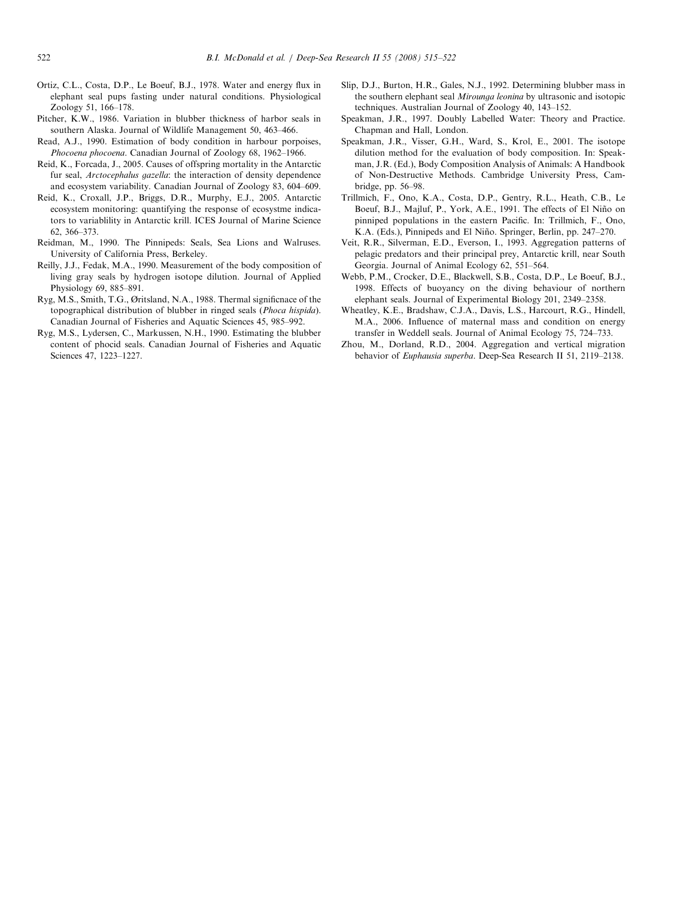Ortiz, C.L., Costa, D.P., Le Boeuf, B.J., 1978. Water and energy flux in elephant seal pups fasting under natural conditions. Physiological Zoology 51, 166–178.

Pitcher, K.W., 1986. Variation in blubber thickness of harbor seals in southern Alaska. Journal of Wildlife Management 50, 463–466.

Read, A.J., 1990. Estimation of body condition in harbour porpoises, *Phocoena phocoena*. Canadian Journal of Zoology 68, 1962–1966.

Reid, K., Forcada, J., 2005. Causes of offspring mortality in the Antarctic fur seal, *Arctocephalus gazella*: the interaction of density dependence and ecosystem variability. Canadian Journal of Zoology 83, 604–609.

Reid, K., Croxall, J.P., Briggs, D.R., Murphy, E.J., 2005. Antarctic ecosystem monitoring: quantifying the response of ecosystme indicators to variablility in Antarctic krill. ICES Journal of Marine Science 62, 366–373.

Reidman, M., 1990. The Pinnipeds: Seals, Sea Lions and Walruses. University of California Press, Berkeley.

Reilly, J.J., Fedak, M.A., 1990. Measurement of the body composition of living gray seals by hydrogen isotope dilution. Journal of Applied Physiology 69, 885–891.

Ryg, M.S., Smith, T.G., Øritsland, N.A., 1988. Thermal significnace of the topographical distribution of blubber in ringed seals (*Phoca hispida*). Canadian Journal of Fisheries and Aquatic Sciences 45, 985–992.

Ryg, M.S., Lydersen, C., Markussen, N.H., 1990. Estimating the blubber content of phocid seals. Canadian Journal of Fisheries and Aquatic Sciences 47, 1223–1227.

Slip, D.J., Burton, H.R., Gales, N.J., 1992. Determining blubber mass in the southern elephant seal *Mirounga leonina* by ultrasonic and isotopic techniques. Australian Journal of Zoology 40, 143–152.

Speakman, J.R., 1997. Doubly Labelled Water: Theory and Practice. Chapman and Hall, London.

Speakman, J.R., Visser, G.H., Ward, S., Krol, E., 2001. The isotope dilution method for the evaluation of body composition. In: Speakman, J.R. (Ed.), Body Composition Analysis of Animals: A Handbook of Non-Destructive Methods. Cambridge University Press, Cambridge, pp. 56–98.

Trillmich, F., Ono, K.A., Costa, D.P., Gentry, R.L., Heath, C.B., Le Boeuf, B.J., Majluf, P., York, A.E., 1991. The effects of El Niño on pinniped populations in the eastern Pacific. In: Trillmich, F., Ono, K.A. (Eds.), Pinnipeds and El Niño. Springer, Berlin, pp. 247–270.

Veit, R.R., Silverman, E.D., Everson, I., 1993. Aggregation patterns of pelagic predators and their principal prey, Antarctic krill, near South Georgia. Journal of Animal Ecology 62, 551–564.

Webb, P.M., Crocker, D.E., Blackwell, S.B., Costa, D.P., Le Boeuf, B.J., 1998. Effects of buoyancy on the diving behaviour of northern elephant seals. Journal of Experimental Biology 201, 2349–2358.

Wheatley, K.E., Bradshaw, C.J.A., Davis, L.S., Harcourt, R.G., Hindell, M.A., 2006. Influence of maternal mass and condition on energy transfer in Weddell seals. Journal of Animal Ecology 75, 724–733.

Zhou, M., Dorland, R.D., 2004. Aggregation and vertical migration behavior of *Euphausia superba*. Deep-Sea Research II 51, 2119–2138.